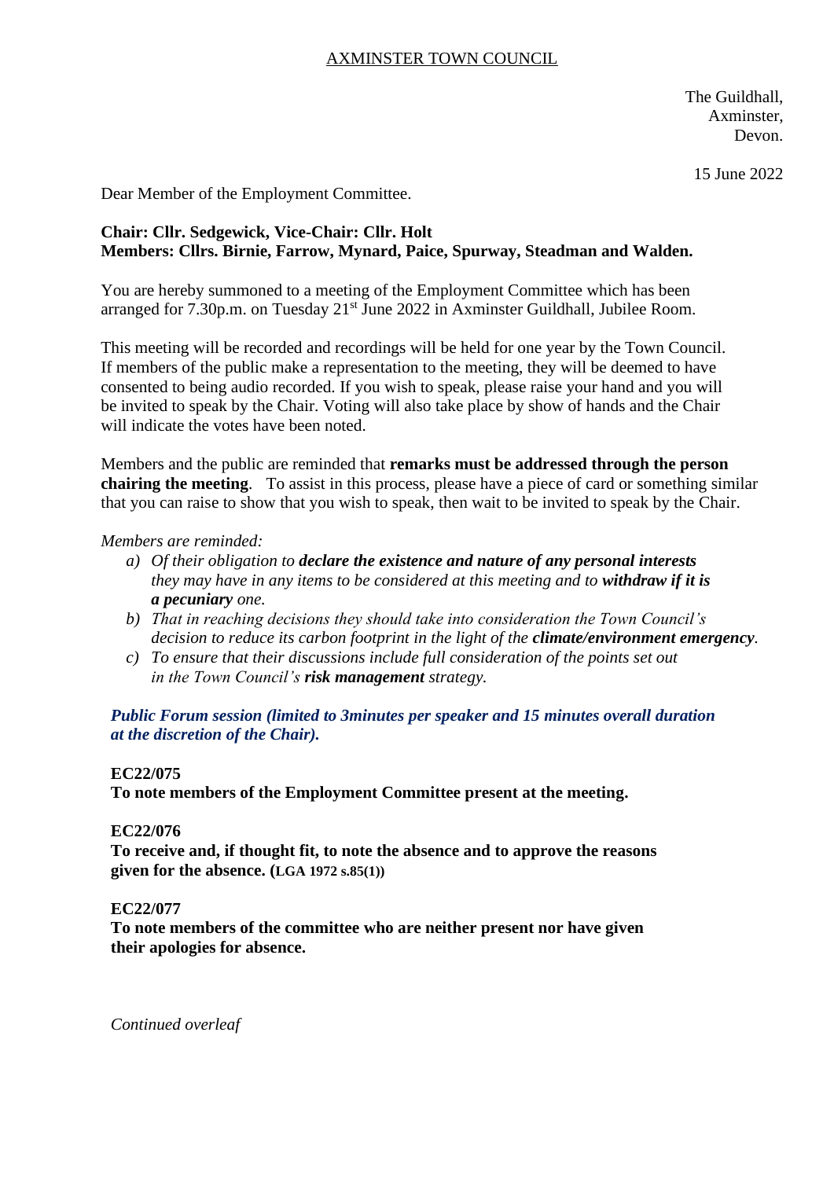# AXMINSTER TOWN COUNCIL

The Guildhall,
Axminster,
Devon.

15 June 2022

Dear Member of the Employment Committee.

**Chair: Cllr. Sedgewick, Vice-Chair: Cllr. Holt**
**Members: Cllrs. Birnie, Farrow, Mynard, Paice, Spurway, Steadman and Walden.**

You are hereby summoned to a meeting of the Employment Committee which has been arranged for 7.30p.m. on Tuesday 21st June 2022 in Axminster Guildhall, Jubilee Room.

This meeting will be recorded and recordings will be held for one year by the Town Council. If members of the public make a representation to the meeting, they will be deemed to have consented to being audio recorded. If you wish to speak, please raise your hand and you will be invited to speak by the Chair. Voting will also take place by show of hands and the Chair will indicate the votes have been noted.

Members and the public are reminded that **remarks must be addressed through the person chairing the meeting**. To assist in this process, please have a piece of card or something similar that you can raise to show that you wish to speak, then wait to be invited to speak by the Chair.

*Members are reminded:*

- a) *Of their obligation to **declare the existence and nature of any personal interests** they may have in any items to be considered at this meeting and to **withdraw if it is a pecuniary** one.*
- b) *That in reaching decisions they should take into consideration the Town Council's decision to reduce its carbon footprint in the light of the **climate/environment emergency**.*
- c) *To ensure that their discussions include full consideration of the points set out in the Town Council's **risk management** strategy.*

***Public Forum session (limited to 3minutes per speaker and 15 minutes overall duration at the discretion of the Chair).***

**EC22/075**
**To note members of the Employment Committee present at the meeting.**

**EC22/076**
**To receive and, if thought fit, to note the absence and to approve the reasons given for the absence. (LGA 1972 s.85(1))**

**EC22/077**
**To note members of the committee who are neither present nor have given their apologies for absence.**

*Continued overleaf*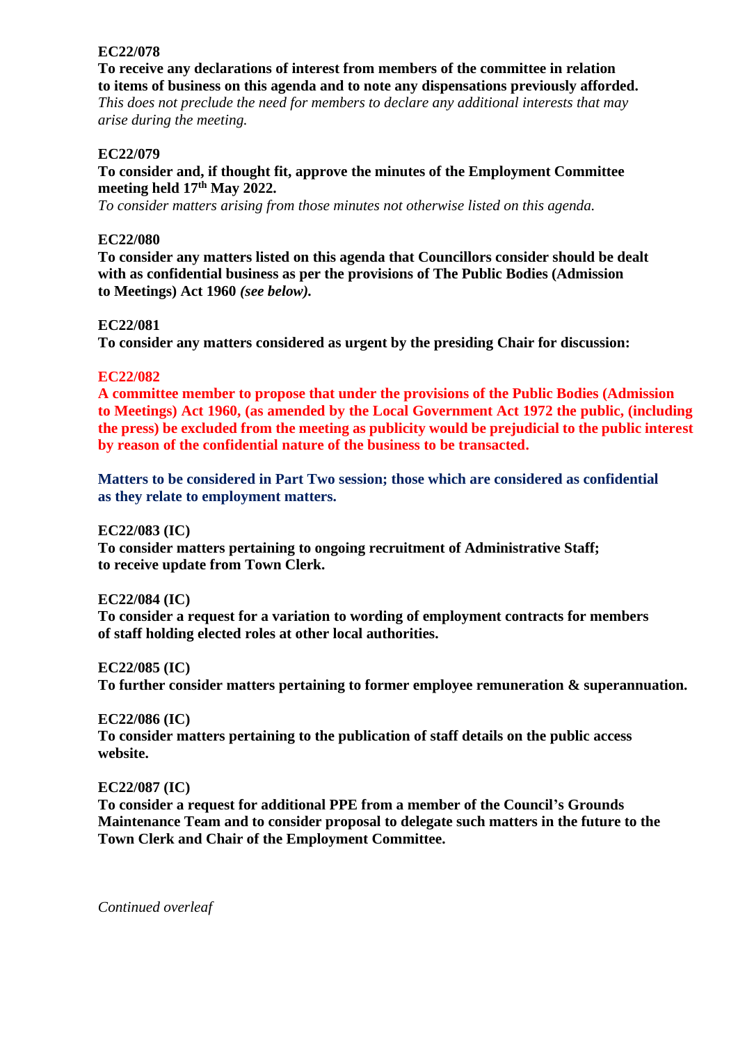**EC22/078**

**To receive any declarations of interest from members of the committee in relation to items of business on this agenda and to note any dispensations previously afforded.**
*This does not preclude the need for members to declare any additional interests that may arise during the meeting.*

**EC22/079**

**To consider and, if thought fit, approve the minutes of the Employment Committee meeting held 17th May 2022.**
*To consider matters arising from those minutes not otherwise listed on this agenda.*

**EC22/080**

**To consider any matters listed on this agenda that Councillors consider should be dealt with as confidential business as per the provisions of The Public Bodies (Admission to Meetings) Act 1960 *(see below)*.**

**EC22/081**

**To consider any matters considered as urgent by the presiding Chair for discussion:**

**EC22/082**

**A committee member to propose that under the provisions of the Public Bodies (Admission to Meetings) Act 1960, (as amended by the Local Government Act 1972 the public, (including the press) be excluded from the meeting as publicity would be prejudicial to the public interest by reason of the confidential nature of the business to be transacted.**

**Matters to be considered in Part Two session; those which are considered as confidential as they relate to employment matters.**

**EC22/083 (IC)**

**To consider matters pertaining to ongoing recruitment of Administrative Staff; to receive update from Town Clerk.**

**EC22/084 (IC)**

**To consider a request for a variation to wording of employment contracts for members of staff holding elected roles at other local authorities.**

**EC22/085 (IC)**

**To further consider matters pertaining to former employee remuneration & superannuation.**

**EC22/086 (IC)**

**To consider matters pertaining to the publication of staff details on the public access website.**

**EC22/087 (IC)**

**To consider a request for additional PPE from a member of the Council's Grounds Maintenance Team and to consider proposal to delegate such matters in the future to the Town Clerk and Chair of the Employment Committee.**

*Continued overleaf*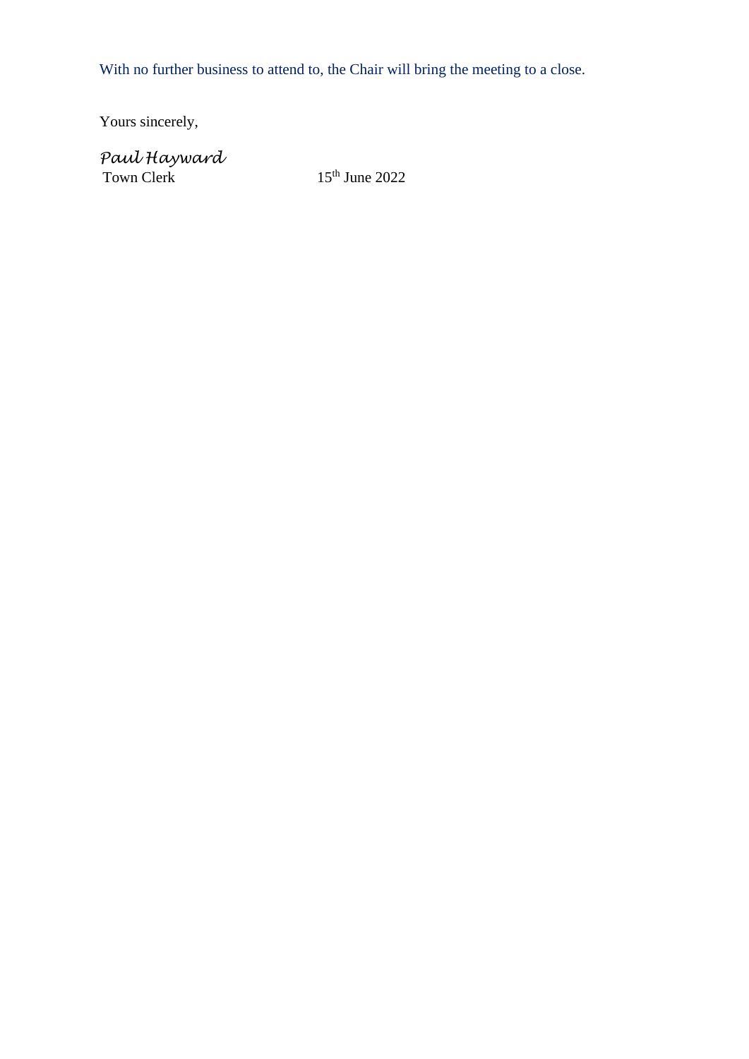With no further business to attend to, the Chair will bring the meeting to a close.

Yours sincerely,

*Paul Hayward*
Town Clerk 15th June 2022